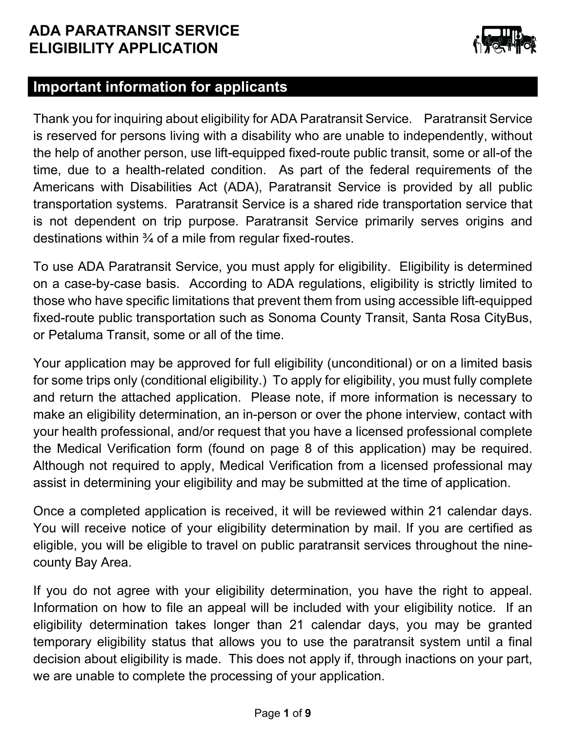# ADA PARATRANSIT SERVICE ELIGIBILITY APPLICATION

## Important information for applicants

Thank you for inquiring about eligibility for ADA Paratransit Service. Paratransit Service is reserved for persons living with a disability who are unable to independently, without the help of another person, use lift-equipped fixed-route public transit, some or all-of the time, due to a health-related condition. As part of the federal requirements of the Americans with Disabilities Act (ADA), Paratransit Service is provided by all public transportation systems. Paratransit Service is a shared ride transportation service that is not dependent on trip purpose. Paratransit Service primarily serves origins and destinations within ¾ of a mile from regular fixed-routes.

To use ADA Paratransit Service, you must apply for eligibility. Eligibility is determined on a case-by-case basis. According to ADA regulations, eligibility is strictly limited to those who have specific limitations that prevent them from using accessible lift-equipped fixed-route public transportation such as Sonoma County Transit, Santa Rosa CityBus, or Petaluma Transit, some or all of the time.

Your application may be approved for full eligibility (unconditional) or on a limited basis for some trips only (conditional eligibility.) To apply for eligibility, you must fully complete and return the attached application. Please note, if more information is necessary to make an eligibility determination, an in-person or over the phone interview, contact with your health professional, and/or request that you have a licensed professional complete the Medical Verification form (found on page 8 of this application) may be required. Although not required to apply, Medical Verification from a licensed professional may assist in determining your eligibility and may be submitted at the time of application.

Once a completed application is received, it will be reviewed within 21 calendar days. You will receive notice of your eligibility determination by mail. If you are certified as eligible, you will be eligible to travel on public paratransit services throughout the nine-county Bay Area.

If you do not agree with your eligibility determination, you have the right to appeal. Information on how to file an appeal will be included with your eligibility notice. If an eligibility determination takes longer than 21 calendar days, you may be granted temporary eligibility status that allows you to use the paratransit system until a final decision about eligibility is made. This does not apply if, through inactions on your part, we are unable to complete the processing of your application.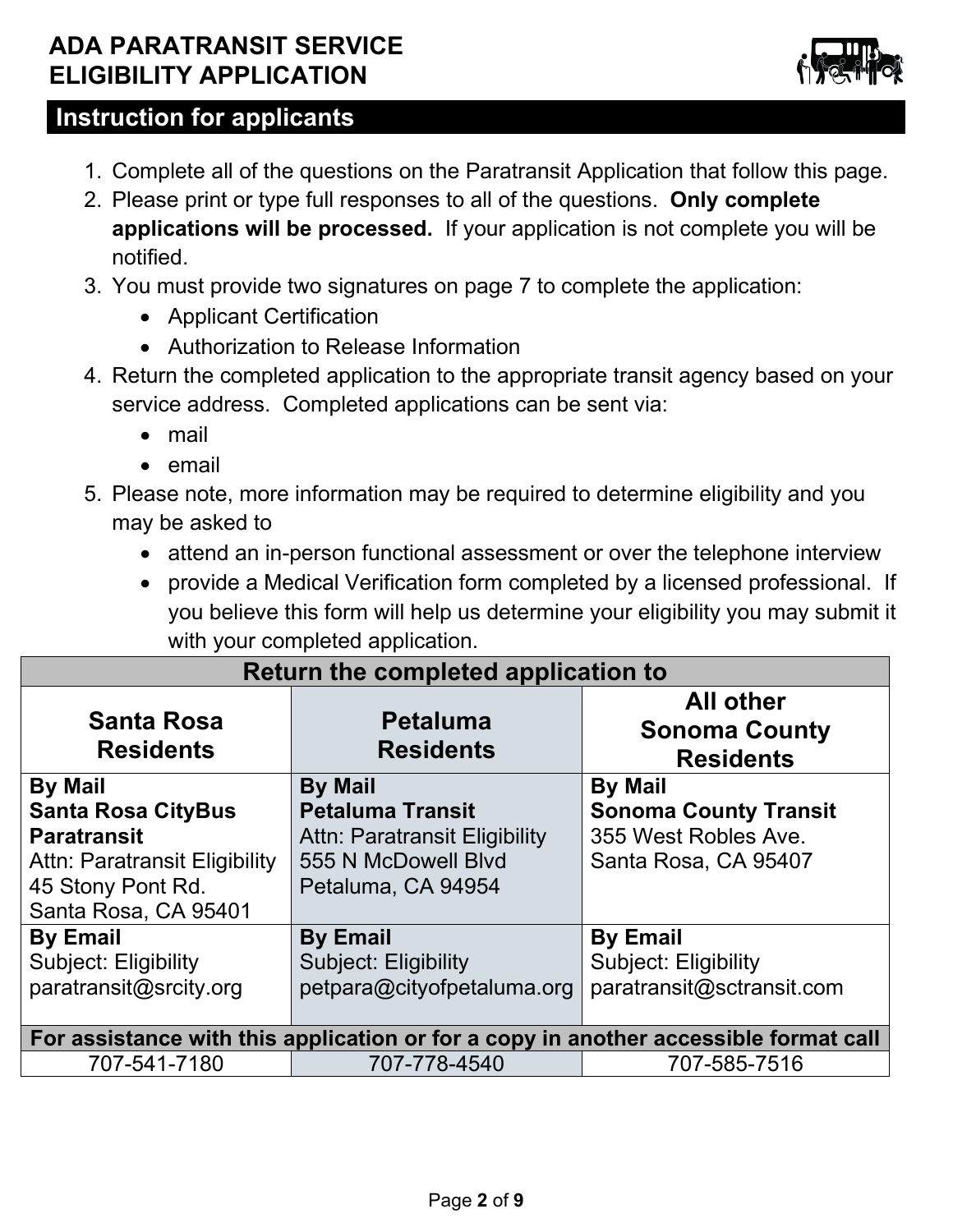# ADA PARATRANSIT SERVICE ELIGIBILITY APPLICATION

## Instruction for applicants

1. Complete all of the questions on the Paratransit Application that follow this page.
2. Please print or type full responses to all of the questions. **Only complete applications will be processed.** If your application is not complete you will be notified.
3. You must provide two signatures on page 7 to complete the application:
   - Applicant Certification
   - Authorization to Release Information
4. Return the completed application to the appropriate transit agency based on your service address. Completed applications can be sent via:
   - mail
   - email
5. Please note, more information may be required to determine eligibility and you may be asked to
   - attend an in-person functional assessment or over the telephone interview
   - provide a Medical Verification form completed by a licensed professional. If you believe this form will help us determine your eligibility you may submit it with your completed application.

| Return the completed application to | | |
|---|---|---|
| **Santa Rosa Residents** | **Petaluma Residents** | **All other Sonoma County Residents** |
| **By Mail**<br>**Santa Rosa CityBus Paratransit**<br>Attn: Paratransit Eligibility<br>45 Stony Pont Rd.<br>Santa Rosa, CA 95401 | **By Mail**<br>**Petaluma Transit**<br>Attn: Paratransit Eligibility<br>555 N McDowell Blvd<br>Petaluma, CA 94954 | **By Mail**<br>**Sonoma County Transit**<br>355 West Robles Ave.<br>Santa Rosa, CA 95407 |
| **By Email**<br>Subject: Eligibility<br>paratransit@srcity.org | **By Email**<br>Subject: Eligibility<br>petpara@cityofpetaluma.org | **By Email**<br>Subject: Eligibility<br>paratransit@sctransit.com |
| **For assistance with this application or for a copy in another accessible format call** | | |
| 707-541-7180 | 707-778-4540 | 707-585-7516 |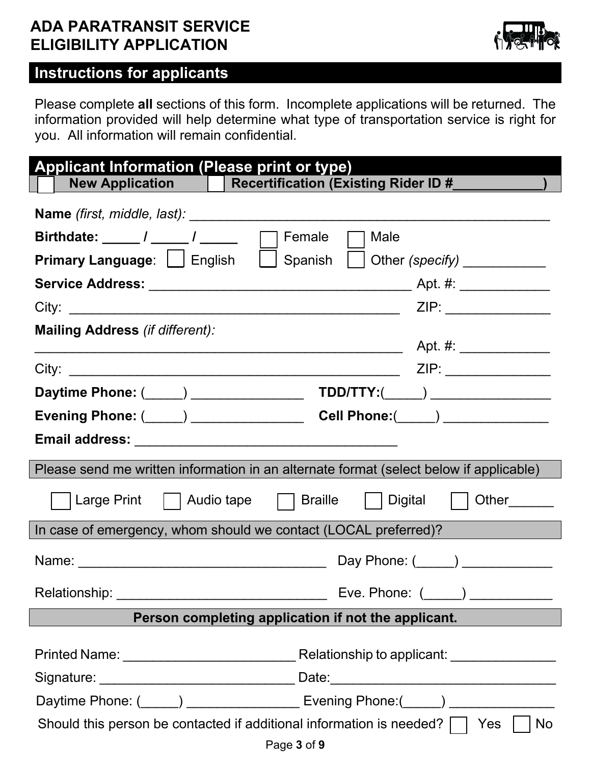# ADA PARATRANSIT SERVICE ELIGIBILITY APPLICATION

## Instructions for applicants

Please complete **all** sections of this form. Incomplete applications will be returned. The information provided will help determine what type of transportation service is right for you. All information will remain confidential.

## Applicant Information (Please print or type)

☐ **New Application** ☐ **Recertification (Existing Rider ID #____________)**

**Name** *(first, middle, last):* ______________________________________________

**Birthdate:** _____ / _____ / _____ ☐ Female ☐ Male

**Primary Language**: ☐ English ☐ Spanish ☐ Other *(specify)* ___________

**Service Address:** ___________________________________ Apt. #: ____________

City: ____________________________________________ ZIP: ______________

**Mailing Address** *(if different):*

_________________________________________________ Apt. #: ____________

City: ____________________________________________ ZIP: ______________

**Daytime Phone:** (_____) _______________ **TDD/TTY:**(_____) ________________

**Evening Phone:** (_____) _______________ **Cell Phone:**(_____) ______________

**Email address:** ___________________________________

Please send me written information in an alternate format (select below if applicable)

☐ Large Print ☐ Audio tape ☐ Braille ☐ Digital ☐ Other______

In case of emergency, whom should we contact (LOCAL preferred)?

Name: _________________________________ Day Phone: (_____) ____________

Relationship: ____________________________ Eve. Phone: (_____) ___________

**Person completing application if not the applicant.**

Printed Name: _______________________ Relationship to applicant: ______________

Signature: __________________________ Date:______________________________

Daytime Phone: (_____) _______________ Evening Phone:(_____) ______________

Should this person be contacted if additional information is needed? ☐ Yes ☐ No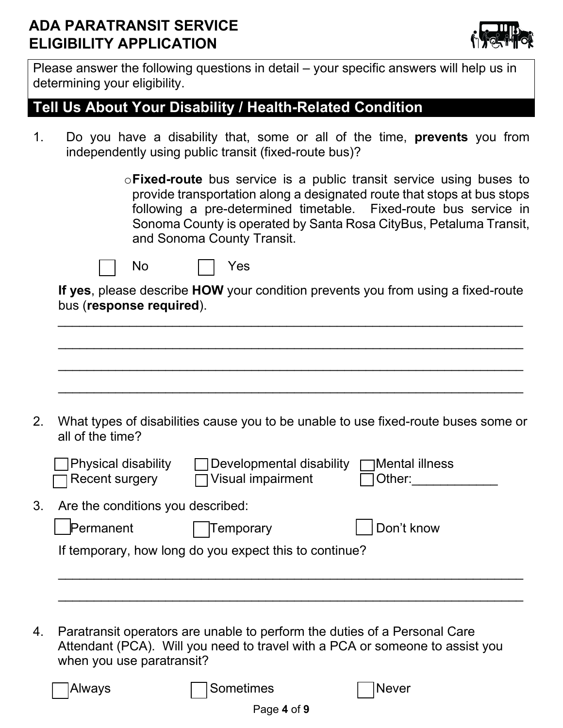# ADA PARATRANSIT SERVICE ELIGIBILITY APPLICATION

Please answer the following questions in detail – your specific answers will help us in determining your eligibility.

## Tell Us About Your Disability / Health-Related Condition

1. Do you have a disability that, some or all of the time, **prevents** you from independently using public transit (fixed-route bus)?

   - **Fixed-route** bus service is a public transit service using buses to provide transportation along a designated route that stops at bus stops following a pre-determined timetable. Fixed-route bus service in Sonoma County is operated by Santa Rosa CityBus, Petaluma Transit, and Sonoma County Transit.

   ☐ No ☐ Yes

   **If yes**, please describe **HOW** your condition prevents you from using a fixed-route bus (**response required**).

   ______________________________________________________________

   ______________________________________________________________

   ______________________________________________________________

   ______________________________________________________________

2. What types of disabilities cause you to be unable to use fixed-route buses some or all of the time?

   ☐ Physical disability ☐ Developmental disability ☐ Mental illness
   ☐ Recent surgery ☐ Visual impairment ☐ Other:____________

3. Are the conditions you described:

   ☐ Permanent ☐ Temporary ☐ Don't know

   If temporary, how long do you expect this to continue?

   ______________________________________________________________

   ______________________________________________________________

4. Paratransit operators are unable to perform the duties of a Personal Care Attendant (PCA). Will you need to travel with a PCA or someone to assist you when you use paratransit?

   ☐ Always ☐ Sometimes ☐ Never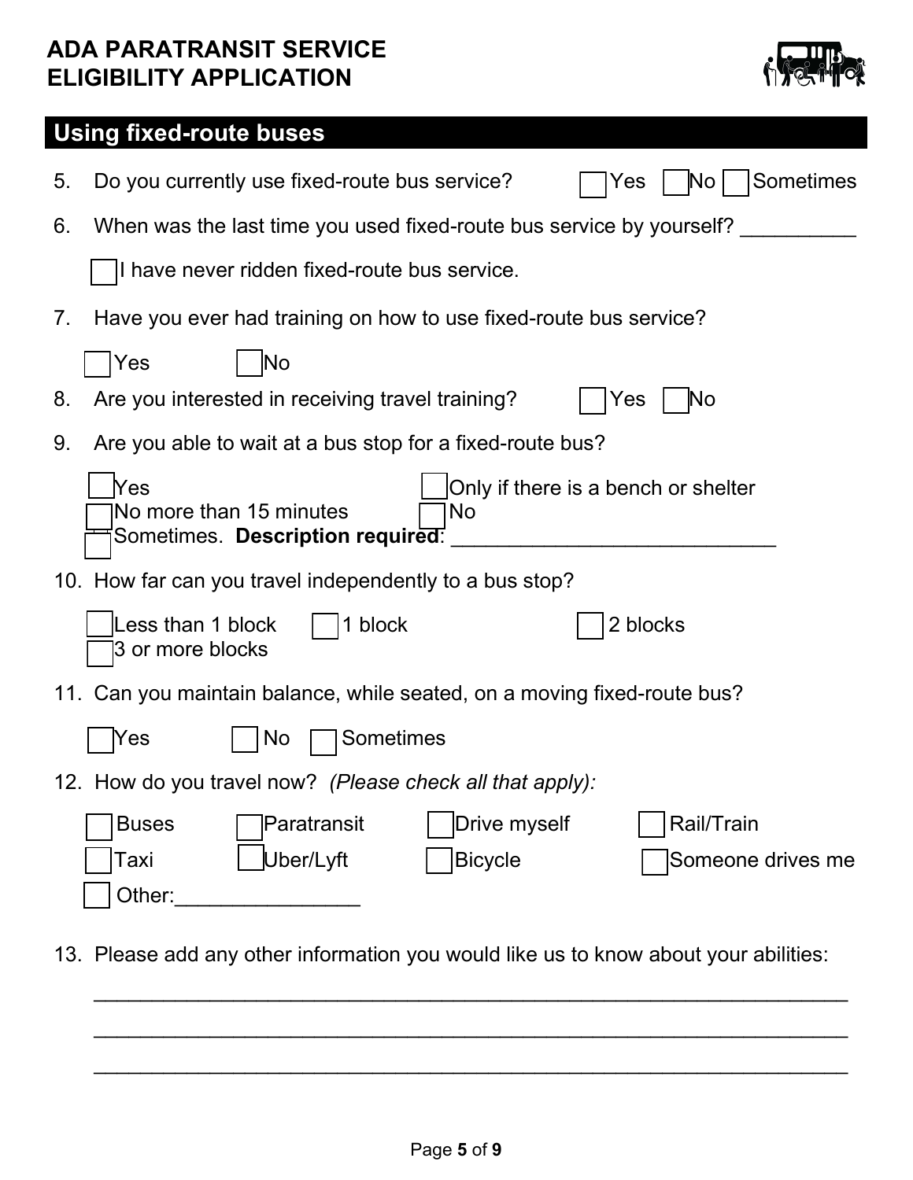# ADA PARATRANSIT SERVICE ELIGIBILITY APPLICATION

## Using fixed-route buses

5. Do you currently use fixed-route bus service? ☐ Yes ☐ No ☐ Sometimes

6. When was the last time you used fixed-route bus service by yourself? __________

   ☐ I have never ridden fixed-route bus service.

7. Have you ever had training on how to use fixed-route bus service?

   ☐ Yes ☐ No

8. Are you interested in receiving travel training? ☐ Yes ☐ No

9. Are you able to wait at a bus stop for a fixed-route bus?

   ☐ Yes ☐ Only if there is a bench or shelter
   ☐ No more than 15 minutes ☐ No
   ☐ Sometimes. **Description required**: ____________________________

10. How far can you travel independently to a bus stop?

    ☐ Less than 1 block ☐ 1 block ☐ 2 blocks
    ☐ 3 or more blocks

11. Can you maintain balance, while seated, on a moving fixed-route bus?

    ☐ Yes ☐ No ☐ Sometimes

12. How do you travel now? *(Please check all that apply):*

    ☐ Buses ☐ Paratransit ☐ Drive myself ☐ Rail/Train
    ☐ Taxi ☐ Uber/Lyft ☐ Bicycle ☐ Someone drives me
    ☐ Other:________________

13. Please add any other information you would like us to know about your abilities:

    ______________________________________________________________

    ______________________________________________________________

    ______________________________________________________________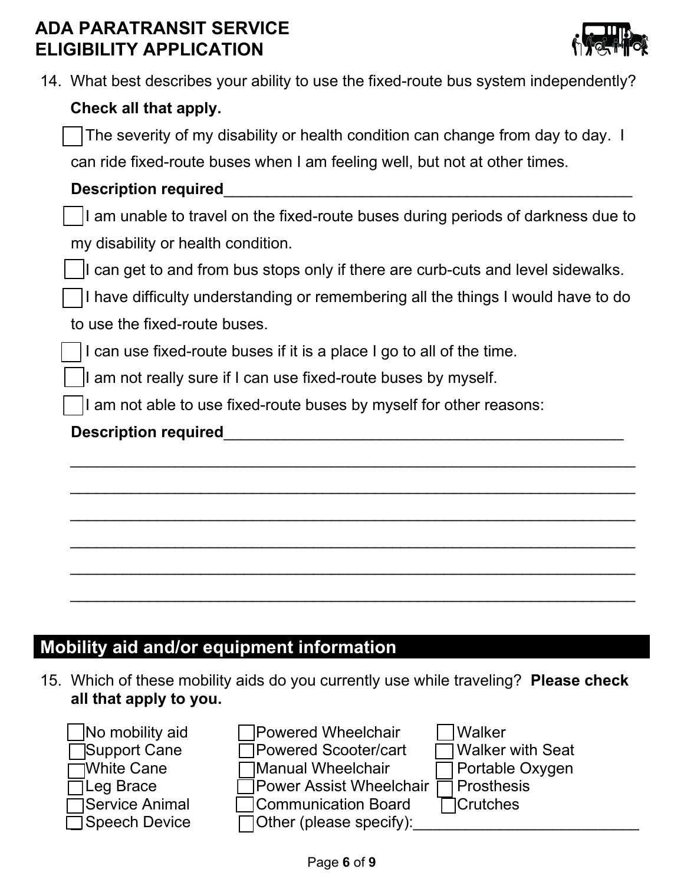14. What best describes your ability to use the fixed-route bus system independently? **Check all that apply.**

- ☐ The severity of my disability or health condition can change from day to day. I can ride fixed-route buses when I am feeling well, but not at other times.

  **Description required**_______________________________________________

- ☐ I am unable to travel on the fixed-route buses during periods of darkness due to my disability or health condition.
- ☐ I can get to and from bus stops only if there are curb-cuts and level sidewalks.
- ☐ I have difficulty understanding or remembering all the things I would have to do to use the fixed-route buses.
- ☐ I can use fixed-route buses if it is a place I go to all of the time.
- ☐ I am not really sure if I can use fixed-route buses by myself.
- ☐ I am not able to use fixed-route buses by myself for other reasons:

  **Description required**_______________________________________________

  ________________________________________________________________

  ________________________________________________________________

  ________________________________________________________________

  ________________________________________________________________

  ________________________________________________________________

  ________________________________________________________________

## Mobility aid and/or equipment information

15. Which of these mobility aids do you currently use while traveling? **Please check all that apply to you.**

| | | |
|---|---|---|
| ☐ No mobility aid | ☐ Powered Wheelchair | ☐ Walker |
| ☐ Support Cane | ☐ Powered Scooter/cart | ☐ Walker with Seat |
| ☐ White Cane | ☐ Manual Wheelchair | ☐ Portable Oxygen |
| ☐ Leg Brace | ☐ Power Assist Wheelchair | ☐ Prosthesis |
| ☐ Service Animal | ☐ Communication Board | ☐ Crutches |
| ☐ Speech Device | ☐ Other (please specify):__________________________ | |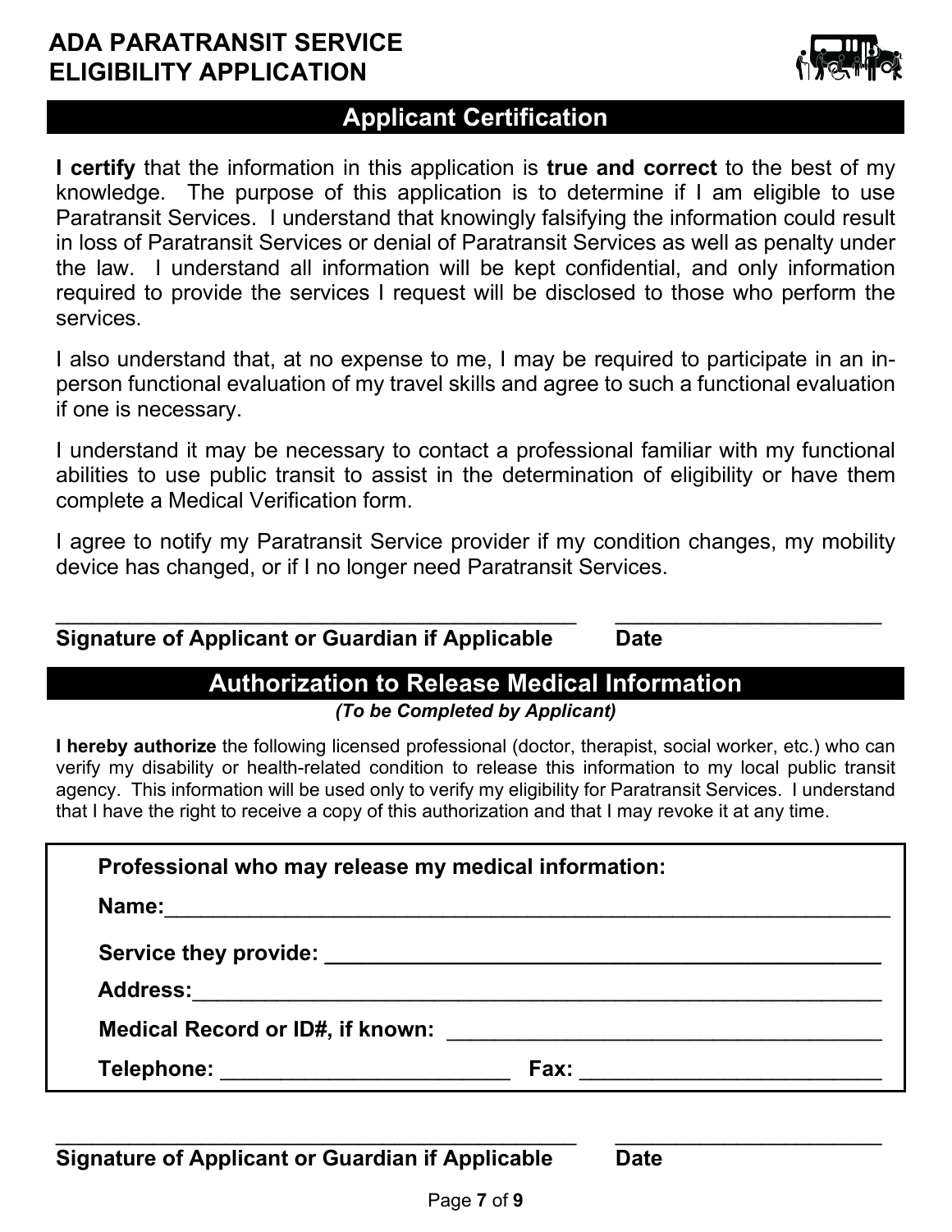# ADA PARATRANSIT SERVICE ELIGIBILITY APPLICATION

## Applicant Certification

**I certify** that the information in this application is **true and correct** to the best of my knowledge. The purpose of this application is to determine if I am eligible to use Paratransit Services. I understand that knowingly falsifying the information could result in loss of Paratransit Services or denial of Paratransit Services as well as penalty under the law. I understand all information will be kept confidential, and only information required to provide the services I request will be disclosed to those who perform the services.

I also understand that, at no expense to me, I may be required to participate in an in-person functional evaluation of my travel skills and agree to such a functional evaluation if one is necessary.

I understand it may be necessary to contact a professional familiar with my functional abilities to use public transit to assist in the determination of eligibility or have them complete a Medical Verification form.

I agree to notify my Paratransit Service provider if my condition changes, my mobility device has changed, or if I no longer need Paratransit Services.

_______________________________________________ _______________________

**Signature of Applicant or Guardian if Applicable** **Date**

## Authorization to Release Medical Information

*(To be Completed by Applicant)*

**I hereby authorize** the following licensed professional (doctor, therapist, social worker, etc.) who can verify my disability or health-related condition to release this information to my local public transit agency. This information will be used only to verify my eligibility for Paratransit Services. I understand that I have the right to receive a copy of this authorization and that I may revoke it at any time.

**Professional who may release my medical information:**

**Name:**_______________________________________________________________

**Service they provide:** _______________________________________________

**Address:**_____________________________________________________________

**Medical Record or ID#, if known:** ____________________________________

**Telephone:** _________________________ **Fax:** __________________________

_______________________________________________ _______________________

**Signature of Applicant or Guardian if Applicable** **Date**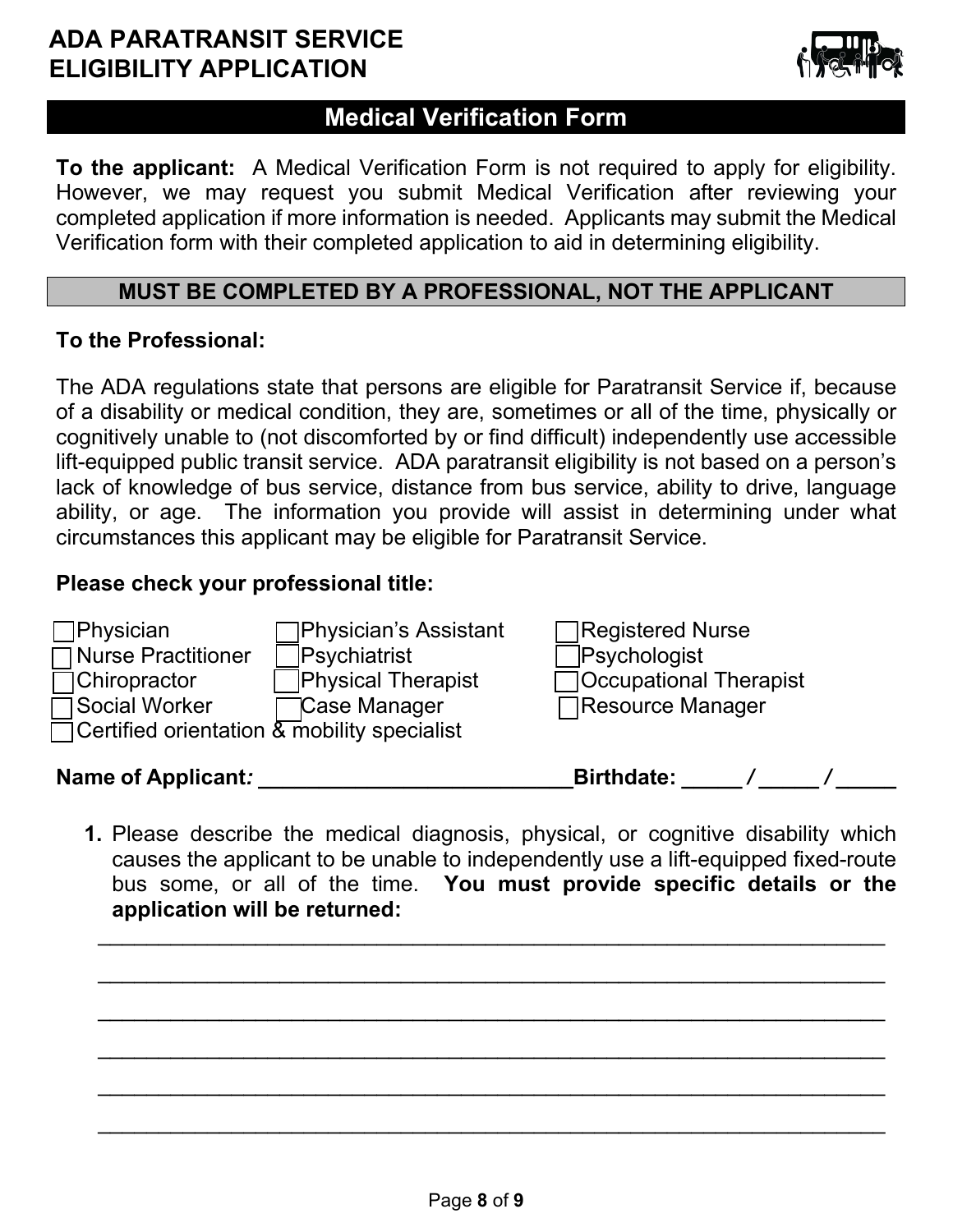# ADA PARATRANSIT SERVICE ELIGIBILITY APPLICATION

## Medical Verification Form

**To the applicant:** A Medical Verification Form is not required to apply for eligibility. However, we may request you submit Medical Verification after reviewing your completed application if more information is needed. Applicants may submit the Medical Verification form with their completed application to aid in determining eligibility.

### MUST BE COMPLETED BY A PROFESSIONAL, NOT THE APPLICANT

**To the Professional:**

The ADA regulations state that persons are eligible for Paratransit Service if, because of a disability or medical condition, they are, sometimes or all of the time, physically or cognitively unable to (not discomforted by or find difficult) independently use accessible lift-equipped public transit service. ADA paratransit eligibility is not based on a person's lack of knowledge of bus service, distance from bus service, ability to drive, language ability, or age. The information you provide will assist in determining under what circumstances this applicant may be eligible for Paratransit Service.

**Please check your professional title:**

☐ Physician ☐ Physician's Assistant ☐ Registered Nurse
☐ Nurse Practitioner ☐ Psychiatrist ☐ Psychologist
☐ Chiropractor ☐ Physical Therapist ☐ Occupational Therapist
☐ Social Worker ☐ Case Manager ☐ Resource Manager
☐ Certified orientation & mobility specialist

**Name of Applicant: ___________________________ Birthdate: _____ / _____ / _____**

1. Please describe the medical diagnosis, physical, or cognitive disability which causes the applicant to be unable to independently use a lift-equipped fixed-route bus some, or all of the time. **You must provide specific details or the application will be returned:**

_______________________________________________________________________

_______________________________________________________________________

_______________________________________________________________________

_______________________________________________________________________

_______________________________________________________________________

_______________________________________________________________________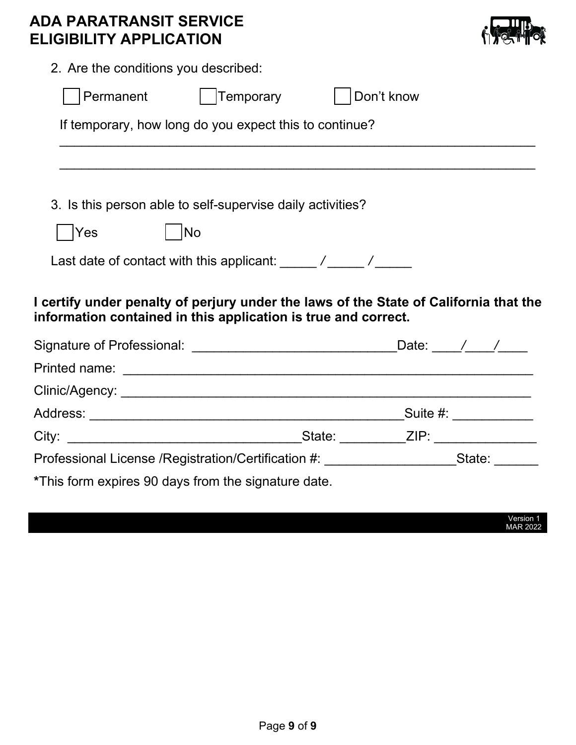2. Are the conditions you described:

☐ Permanent ☐ Temporary ☐ Don't know

If temporary, how long do you expect this to continue?

_______________________________________________________________

_______________________________________________________________

3. Is this person able to self-supervise daily activities?

☐ Yes ☐ No

Last date of contact with this applicant: _____ / _____ / _____

**I certify under penalty of perjury under the laws of the State of California that the information contained in this application is true and correct.**

Signature of Professional: ____________________________ Date: ____/____/____

Printed name: ________________________________________________________

Clinic/Agency: _______________________________________________________

Address: _____________________________________________ Suite #: ___________

City: _________________________________ State: _________ ZIP: ______________

Professional License /Registration/Certification #: __________________ State: ______

*This form expires 90 days from the signature date.

Version 1
MAR 2022